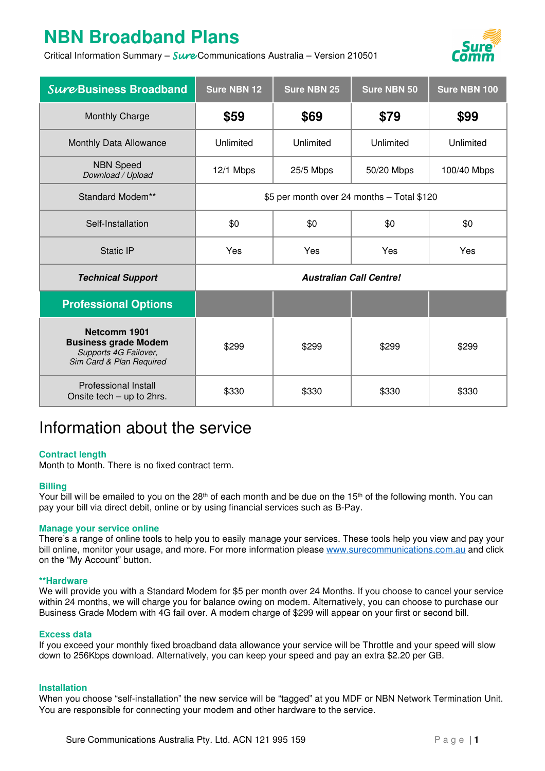# NBN Broadband Plans

Critical Information Summary – *Sure* Communications Australia – Version 210501

| *Sure* Business Broadband | Sure NBN 12 | Sure NBN 25 | Sure NBN 50 | Sure NBN 100 |
|---|---|---|---|---|
| Monthly Charge | **$59** | **$69** | **$79** | **$99** |
| Monthly Data Allowance | Unlimited | Unlimited | Unlimited | Unlimited |
| NBN Speed *Download / Upload* | 12/1 Mbps | 25/5 Mbps | 50/20 Mbps | 100/40 Mbps |
| Standard Modem** | $5 per month over 24 months – Total $120 | | | |
| Self-Installation | $0 | $0 | $0 | $0 |
| Static IP | Yes | Yes | Yes | Yes |
| ***Technical Support*** | ***Australian Call Centre!*** | | | |
| **Professional Options** | | | | |
| **Netcomm 1901 Business grade Modem** *Supports 4G Failover, Sim Card & Plan Required* | $299 | $299 | $299 | $299 |
| Professional Install Onsite tech – up to 2hrs. | $330 | $330 | $330 | $330 |

## Information about the service

### Contract length

Month to Month. There is no fixed contract term.

### Billing

Your bill will be emailed to you on the 28th of each month and be due on the 15th of the following month. You can pay your bill via direct debit, online or by using financial services such as B-Pay.

### Manage your service online

There's a range of online tools to help you to easily manage your services. These tools help you view and pay your bill online, monitor your usage, and more. For more information please www.surecommunications.com.au and click on the "My Account" button.

### **Hardware

We will provide you with a Standard Modem for $5 per month over 24 Months. If you choose to cancel your service within 24 months, we will charge you for balance owing on modem. Alternatively, you can choose to purchase our Business Grade Modem with 4G fail over. A modem charge of $299 will appear on your first or second bill.

### Excess data

If you exceed your monthly fixed broadband data allowance your service will be Throttle and your speed will slow down to 256Kbps download. Alternatively, you can keep your speed and pay an extra $2.20 per GB.

### Installation

When you choose "self-installation" the new service will be "tagged" at you MDF or NBN Network Termination Unit. You are responsible for connecting your modem and other hardware to the service.

Sure Communications Australia Pty. Ltd. ACN 121 995 159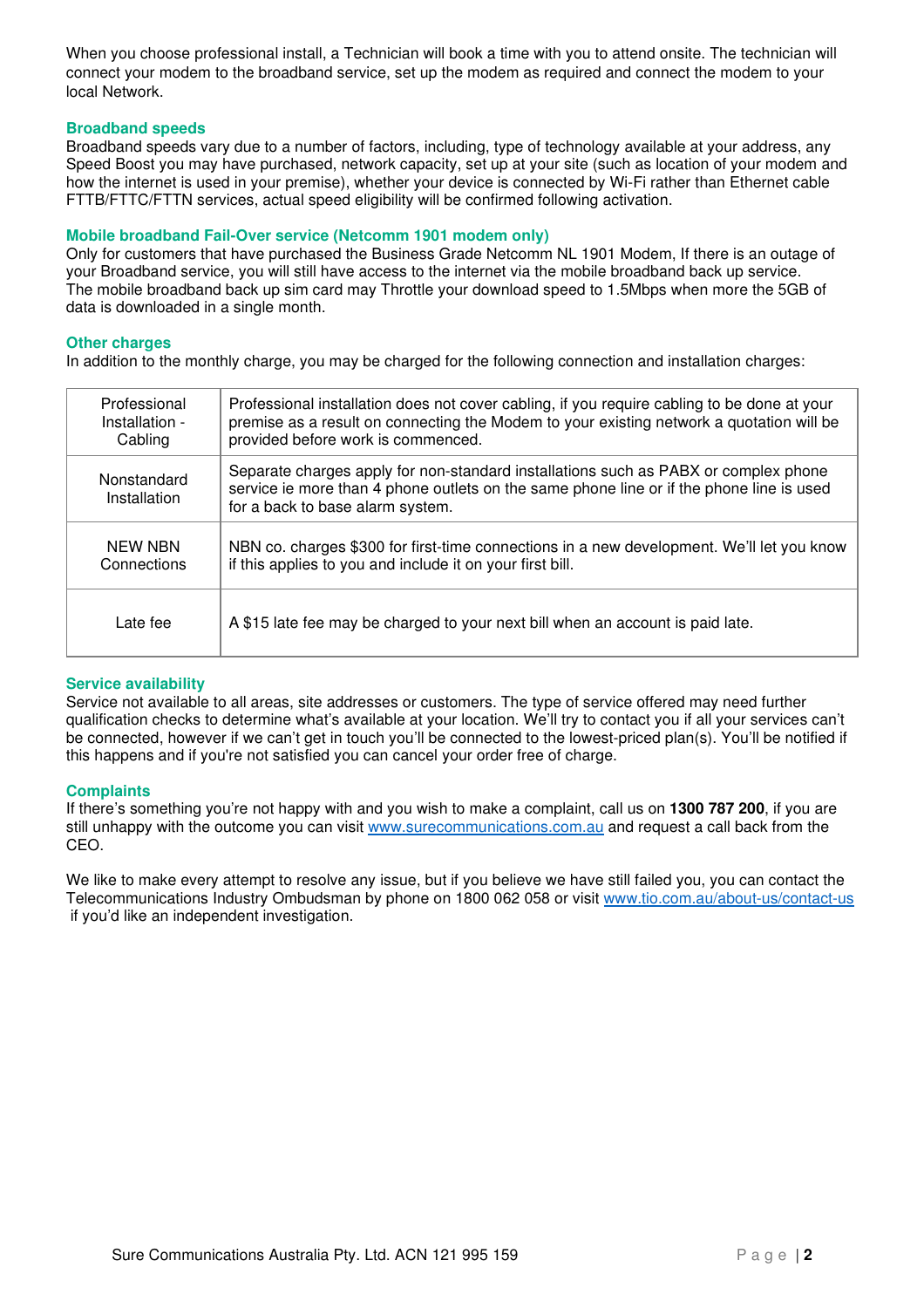When you choose professional install, a Technician will book a time with you to attend onsite. The technician will connect your modem to the broadband service, set up the modem as required and connect the modem to your local Network.

## Broadband speeds

Broadband speeds vary due to a number of factors, including, type of technology available at your address, any Speed Boost you may have purchased, network capacity, set up at your site (such as location of your modem and how the internet is used in your premise), whether your device is connected by Wi-Fi rather than Ethernet cable FTTB/FTTC/FTTN services, actual speed eligibility will be confirmed following activation.

## Mobile broadband Fail-Over service (Netcomm 1901 modem only)

Only for customers that have purchased the Business Grade Netcomm NL 1901 Modem, If there is an outage of your Broadband service, you will still have access to the internet via the mobile broadband back up service. The mobile broadband back up sim card may Throttle your download speed to 1.5Mbps when more the 5GB of data is downloaded in a single month.

## Other charges

In addition to the monthly charge, you may be charged for the following connection and installation charges:

| | |
|---|---|
| Professional Installation - Cabling | Professional installation does not cover cabling, if you require cabling to be done at your premise as a result on connecting the Modem to your existing network a quotation will be provided before work is commenced. |
| Nonstandard Installation | Separate charges apply for non-standard installations such as PABX or complex phone service ie more than 4 phone outlets on the same phone line or if the phone line is used for a back to base alarm system. |
| NEW NBN Connections | NBN co. charges $300 for first-time connections in a new development. We'll let you know if this applies to you and include it on your first bill. |
| Late fee | A $15 late fee may be charged to your next bill when an account is paid late. |

## Service availability

Service not available to all areas, site addresses or customers. The type of service offered may need further qualification checks to determine what's available at your location. We'll try to contact you if all your services can't be connected, however if we can't get in touch you'll be connected to the lowest-priced plan(s). You'll be notified if this happens and if you're not satisfied you can cancel your order free of charge.

## Complaints

If there's something you're not happy with and you wish to make a complaint, call us on **1300 787 200**, if you are still unhappy with the outcome you can visit www.surecommunications.com.au and request a call back from the CEO.

We like to make every attempt to resolve any issue, but if you believe we have still failed you, you can contact the Telecommunications Industry Ombudsman by phone on 1800 062 058 or visit www.tio.com.au/about-us/contact-us if you'd like an independent investigation.

Sure Communications Australia Pty. Ltd. ACN 121 995 159